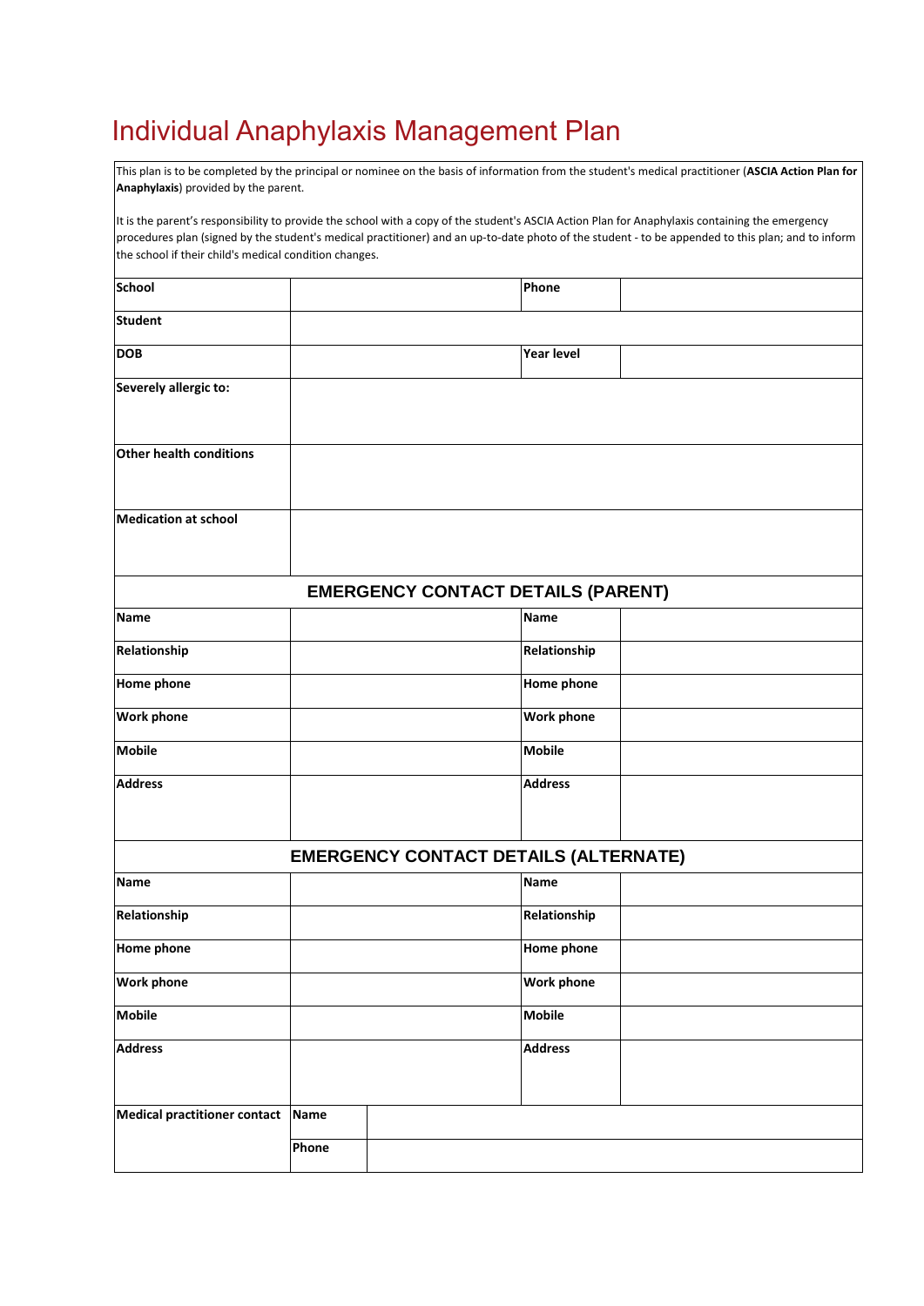# Individual Anaphylaxis Management Plan

This plan is to be completed by the principal or nominee on the basis of information from the student's medical practitioner (**ASCIA Action Plan for Anaphylaxis**) provided by the parent.

It is the parent's responsibility to provide the school with a copy of the student's ASCIA Action Plan for Anaphylaxis containing the emergency procedures plan (signed by the student's medical practitioner) and an up-to-date photo of the student - to be appended to this plan; and to inform the school if their child's medical condition changes.

| | | | |
|---|---|---|---|
| **School** | | **Phone** | |
| **Student** | | | |
| **DOB** | | **Year level** | |
| **Severely allergic to:** | | | |
| **Other health conditions** | | | |
| **Medication at school** | | | |

## EMERGENCY CONTACT DETAILS (PARENT)

| | | | |
|---|---|---|---|
| **Name** | | **Name** | |
| **Relationship** | | **Relationship** | |
| **Home phone** | | **Home phone** | |
| **Work phone** | | **Work phone** | |
| **Mobile** | | **Mobile** | |
| **Address** | | **Address** | |

## EMERGENCY CONTACT DETAILS (ALTERNATE)

| | | | |
|---|---|---|---|
| **Name** | | **Name** | |
| **Relationship** | | **Relationship** | |
| **Home phone** | | **Home phone** | |
| **Work phone** | | **Work phone** | |
| **Mobile** | | **Mobile** | |
| **Address** | | **Address** | |

| | | |
|---|---|---|
| **Medical practitioner contact** | **Name** | |
| | **Phone** | |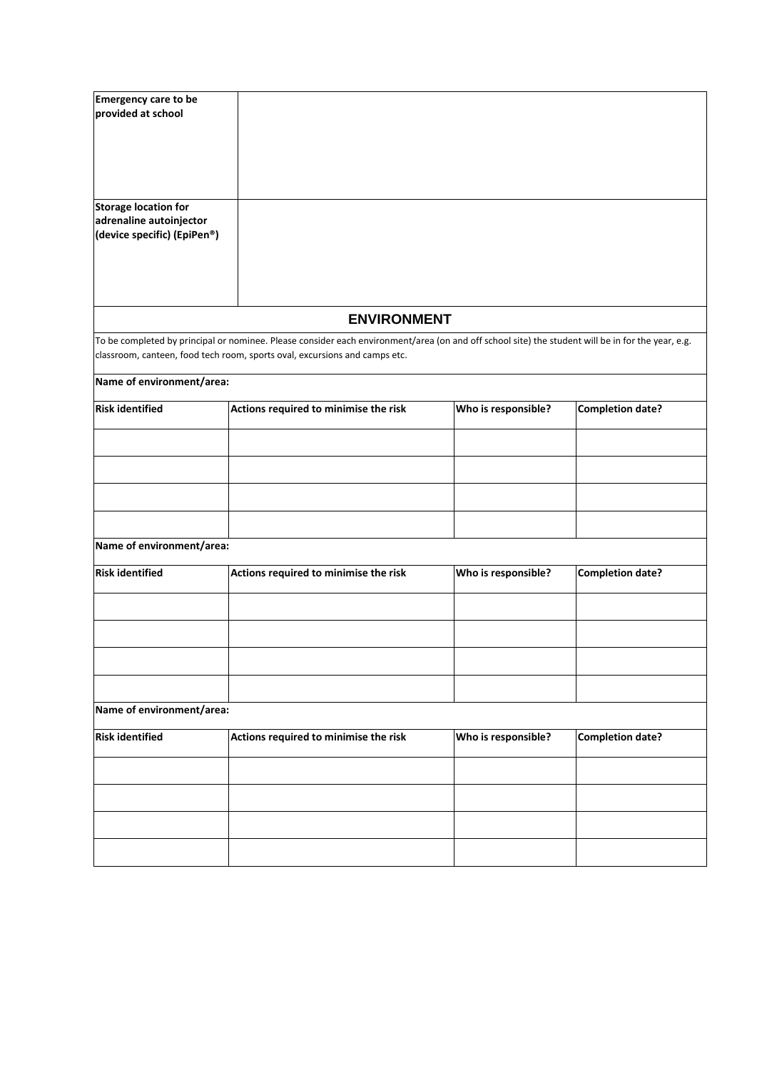| | |
|---|---|
| **Emergency care to be provided at school** | |
| **Storage location for adrenaline autoinjector (device specific) (EpiPen®)** | |

## ENVIRONMENT

To be completed by principal or nominee. Please consider each environment/area (on and off school site) the student will be in for the year, e.g. classroom, canteen, food tech room, sports oval, excursions and camps etc.

**Name of environment/area:**

| **Risk identified** | **Actions required to minimise the risk** | **Who is responsible?** | **Completion date?** |
|---|---|---|---|
| | | | |
| | | | |
| | | | |
| | | | |

**Name of environment/area:**

| **Risk identified** | **Actions required to minimise the risk** | **Who is responsible?** | **Completion date?** |
|---|---|---|---|
| | | | |
| | | | |
| | | | |
| | | | |

**Name of environment/area:**

| **Risk identified** | **Actions required to minimise the risk** | **Who is responsible?** | **Completion date?** |
|---|---|---|---|
| | | | |
| | | | |
| | | | |
| | | | |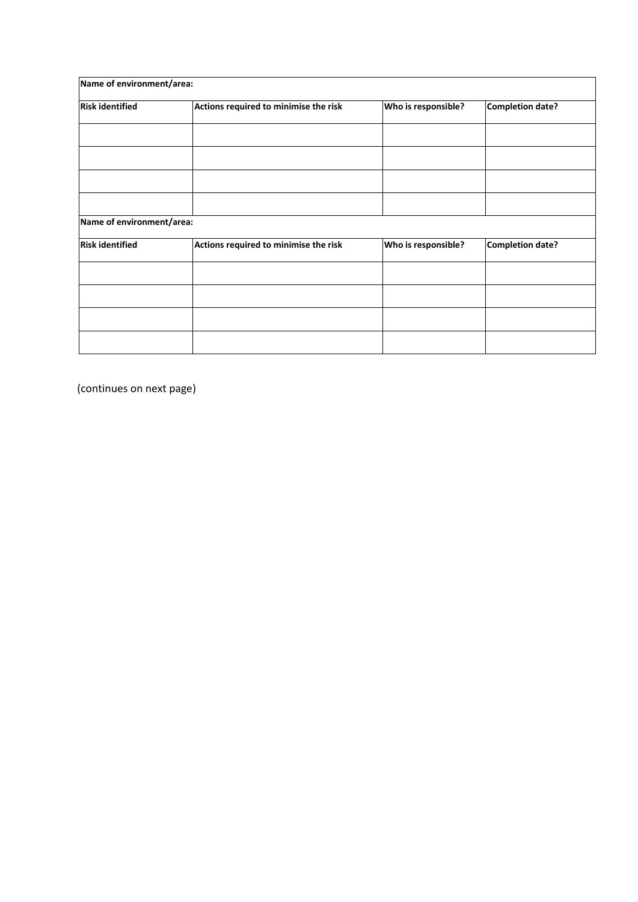| Name of environment/area: | | | |
|---|---|---|---|
| **Risk identified** | **Actions required to minimise the risk** | **Who is responsible?** | **Completion date?** |
| | | | |
| | | | |
| | | | |
| | | | |
| **Name of environment/area:** | | | |
| **Risk identified** | **Actions required to minimise the risk** | **Who is responsible?** | **Completion date?** |
| | | | |
| | | | |
| | | | |
| | | | |

(continues on next page)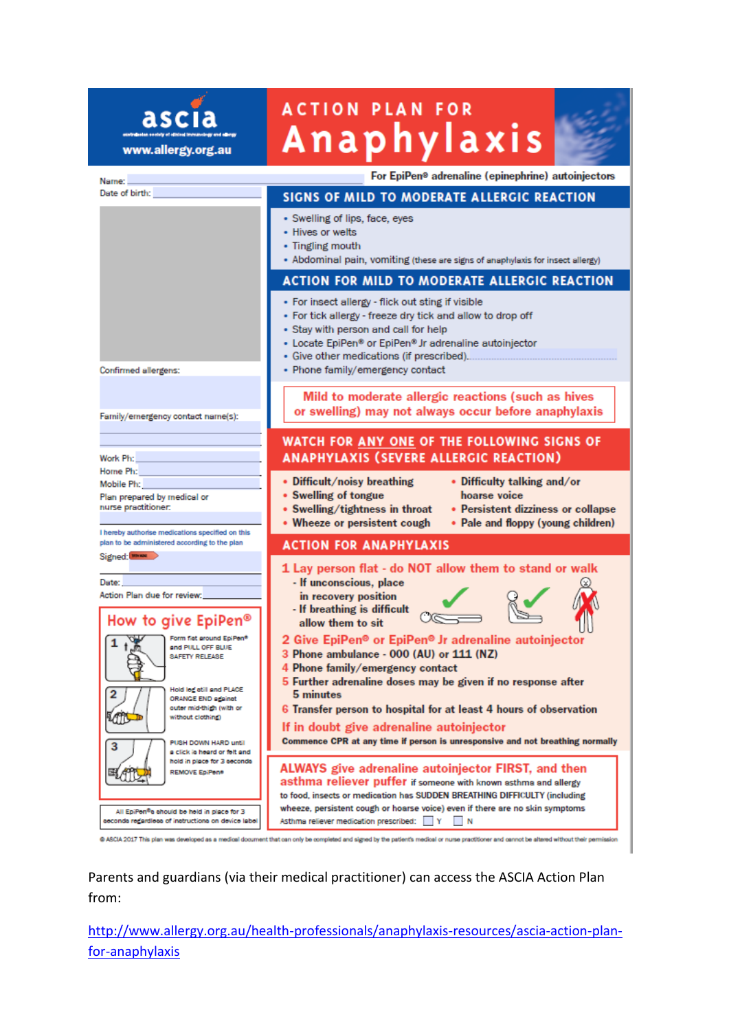ascia
australasian society of clinical immunology and allergy
www.allergy.org.au

# ACTION PLAN FOR Anaphylaxis

For EpiPen® adrenaline (epinephrine) autoinjectors

Name:

Date of birth:

Confirmed allergens:

Family/emergency contact name(s):

Work Ph:

Home Ph:

Mobile Ph:

Plan prepared by medical or nurse practitioner:

I hereby authorise medications specified on this plan to be administered according to the plan

Signed:

Date:

Action Plan due for review:

## How to give EpiPen®

1. Form fist around EpiPen® and PULL OFF BLUE SAFETY RELEASE
2. Hold leg still and PLACE ORANGE END against outer mid-thigh (with or without clothing)
3. PUSH DOWN HARD until a click is heard or felt and hold in place for 3 seconds. REMOVE EpiPen®

All EpiPen®s should be held in place for 3 seconds regardless of instructions on device label

## SIGNS OF MILD TO MODERATE ALLERGIC REACTION

- Swelling of lips, face, eyes
- Hives or welts
- Tingling mouth
- Abdominal pain, vomiting (these are signs of anaphylaxis for insect allergy)

## ACTION FOR MILD TO MODERATE ALLERGIC REACTION

- For insect allergy - flick out sting if visible
- For tick allergy - freeze dry tick and allow to drop off
- Stay with person and call for help
- Locate EpiPen® or EpiPen® Jr adrenaline autoinjector
- Give other medications (if prescribed)
- Phone family/emergency contact

Mild to moderate allergic reactions (such as hives or swelling) may not always occur before anaphylaxis

## WATCH FOR ANY ONE OF THE FOLLOWING SIGNS OF ANAPHYLAXIS (SEVERE ALLERGIC REACTION)

- **Difficult/noisy breathing**
- **Swelling of tongue**
- **Swelling/tightness in throat**
- **Wheeze or persistent cough**
- **Difficulty talking and/or hoarse voice**
- **Persistent dizziness or collapse**
- **Pale and floppy (young children)**

## ACTION FOR ANAPHYLAXIS

1. **Lay person flat - do NOT allow them to stand or walk**
   - If unconscious, place in recovery position
   - If breathing is difficult allow them to sit
2. **Give EpiPen® or EpiPen® Jr adrenaline autoinjector**
3. **Phone ambulance - 000 (AU) or 111 (NZ)**
4. **Phone family/emergency contact**
5. **Further adrenaline doses may be given if no response after 5 minutes**
6. **Transfer person to hospital for at least 4 hours of observation**

**If in doubt give adrenaline autoinjector**

**Commence CPR at any time if person is unresponsive and not breathing normally**

**ALWAYS give adrenaline autoinjector FIRST, and then asthma reliever puffer** if someone with known asthma and allergy to food, insects or medication has SUDDEN BREATHING DIFFICULTY (including wheeze, persistent cough or hoarse voice) even if there are no skin symptoms

Asthma reliever medication prescribed: ☐ Y ☐ N

© ASCIA 2017 This plan was developed as a medical document that can only be completed and signed by the patient's medical or nurse practitioner and cannot be altered without their permission

Parents and guardians (via their medical practitioner) can access the ASCIA Action Plan from:

http://www.allergy.org.au/health-professionals/anaphylaxis-resources/ascia-action-plan-for-anaphylaxis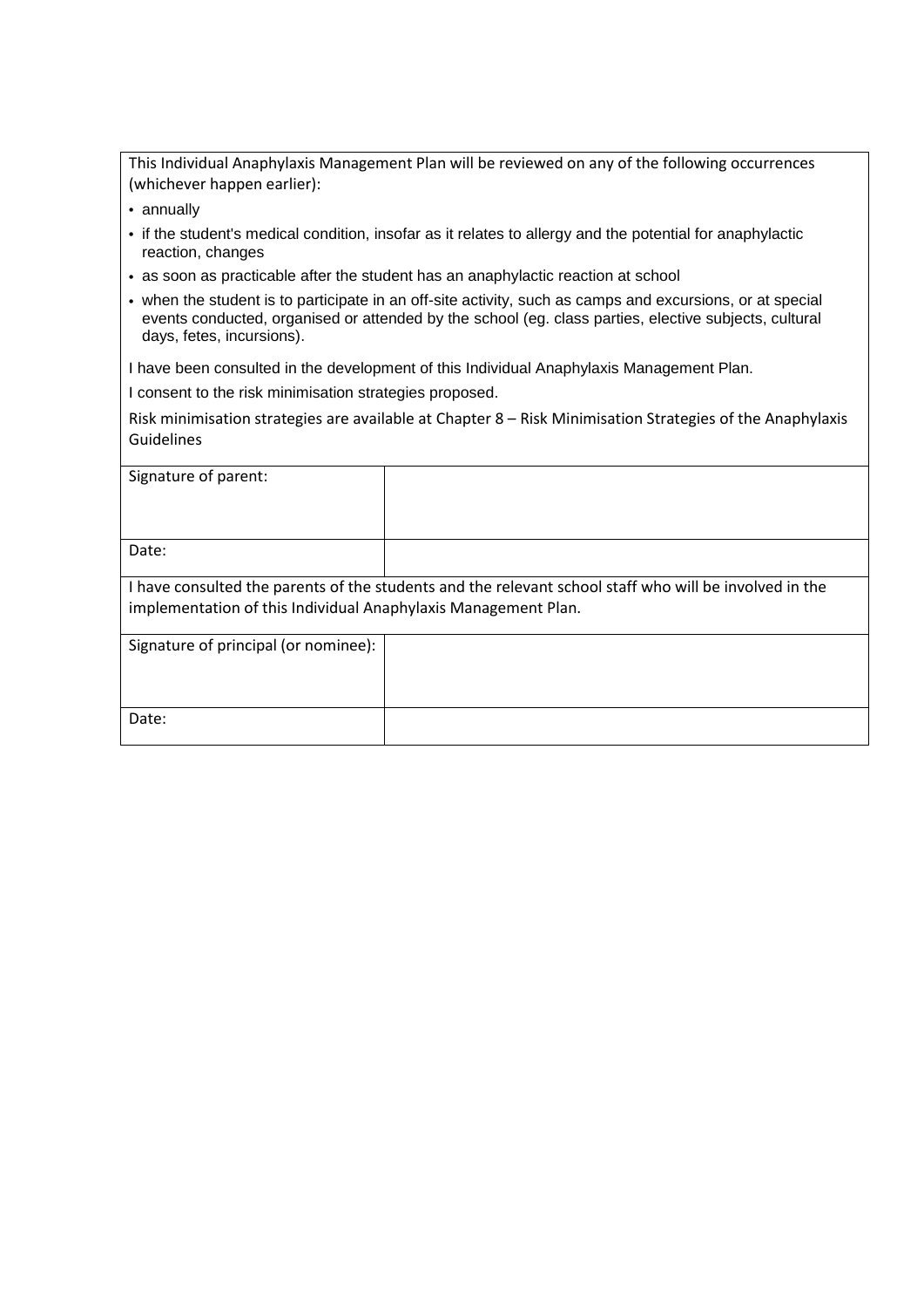This Individual Anaphylaxis Management Plan will be reviewed on any of the following occurrences (whichever happen earlier):

- annually
- if the student's medical condition, insofar as it relates to allergy and the potential for anaphylactic reaction, changes
- as soon as practicable after the student has an anaphylactic reaction at school
- when the student is to participate in an off-site activity, such as camps and excursions, or at special events conducted, organised or attended by the school (eg. class parties, elective subjects, cultural days, fetes, incursions).

I have been consulted in the development of this Individual Anaphylaxis Management Plan.

I consent to the risk minimisation strategies proposed.

Risk minimisation strategies are available at Chapter 8 – Risk Minimisation Strategies of the Anaphylaxis Guidelines

| | |
|---|---|
| Signature of parent: | |
| Date: | |

I have consulted the parents of the students and the relevant school staff who will be involved in the implementation of this Individual Anaphylaxis Management Plan.

| | |
|---|---|
| Signature of principal (or nominee): | |
| Date: | |